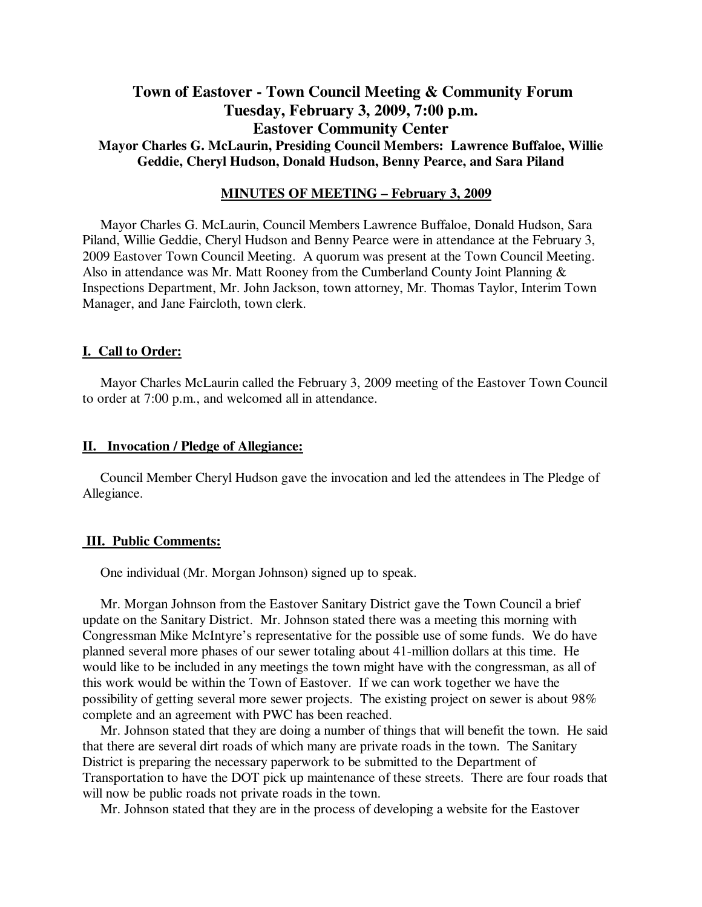# Town of Eastover - Town Council Meeting & Community Forum
# Tuesday, February 3, 2009, 7:00 p.m.
# Eastover Community Center

**Mayor Charles G. McLaurin, Presiding Council Members: Lawrence Buffaloe, Willie Geddie, Cheryl Hudson, Donald Hudson, Benny Pearce, and Sara Piland**

## MINUTES OF MEETING – February 3, 2009

Mayor Charles G. McLaurin, Council Members Lawrence Buffaloe, Donald Hudson, Sara Piland, Willie Geddie, Cheryl Hudson and Benny Pearce were in attendance at the February 3, 2009 Eastover Town Council Meeting. A quorum was present at the Town Council Meeting. Also in attendance was Mr. Matt Rooney from the Cumberland County Joint Planning & Inspections Department, Mr. John Jackson, town attorney, Mr. Thomas Taylor, Interim Town Manager, and Jane Faircloth, town clerk.

### I. Call to Order:

Mayor Charles McLaurin called the February 3, 2009 meeting of the Eastover Town Council to order at 7:00 p.m., and welcomed all in attendance.

### II. Invocation / Pledge of Allegiance:

Council Member Cheryl Hudson gave the invocation and led the attendees in The Pledge of Allegiance.

### III. Public Comments:

One individual (Mr. Morgan Johnson) signed up to speak.

Mr. Morgan Johnson from the Eastover Sanitary District gave the Town Council a brief update on the Sanitary District. Mr. Johnson stated there was a meeting this morning with Congressman Mike McIntyre's representative for the possible use of some funds. We do have planned several more phases of our sewer totaling about 41-million dollars at this time. He would like to be included in any meetings the town might have with the congressman, as all of this work would be within the Town of Eastover. If we can work together we have the possibility of getting several more sewer projects. The existing project on sewer is about 98% complete and an agreement with PWC has been reached.

Mr. Johnson stated that they are doing a number of things that will benefit the town. He said that there are several dirt roads of which many are private roads in the town. The Sanitary District is preparing the necessary paperwork to be submitted to the Department of Transportation to have the DOT pick up maintenance of these streets. There are four roads that will now be public roads not private roads in the town.

Mr. Johnson stated that they are in the process of developing a website for the Eastover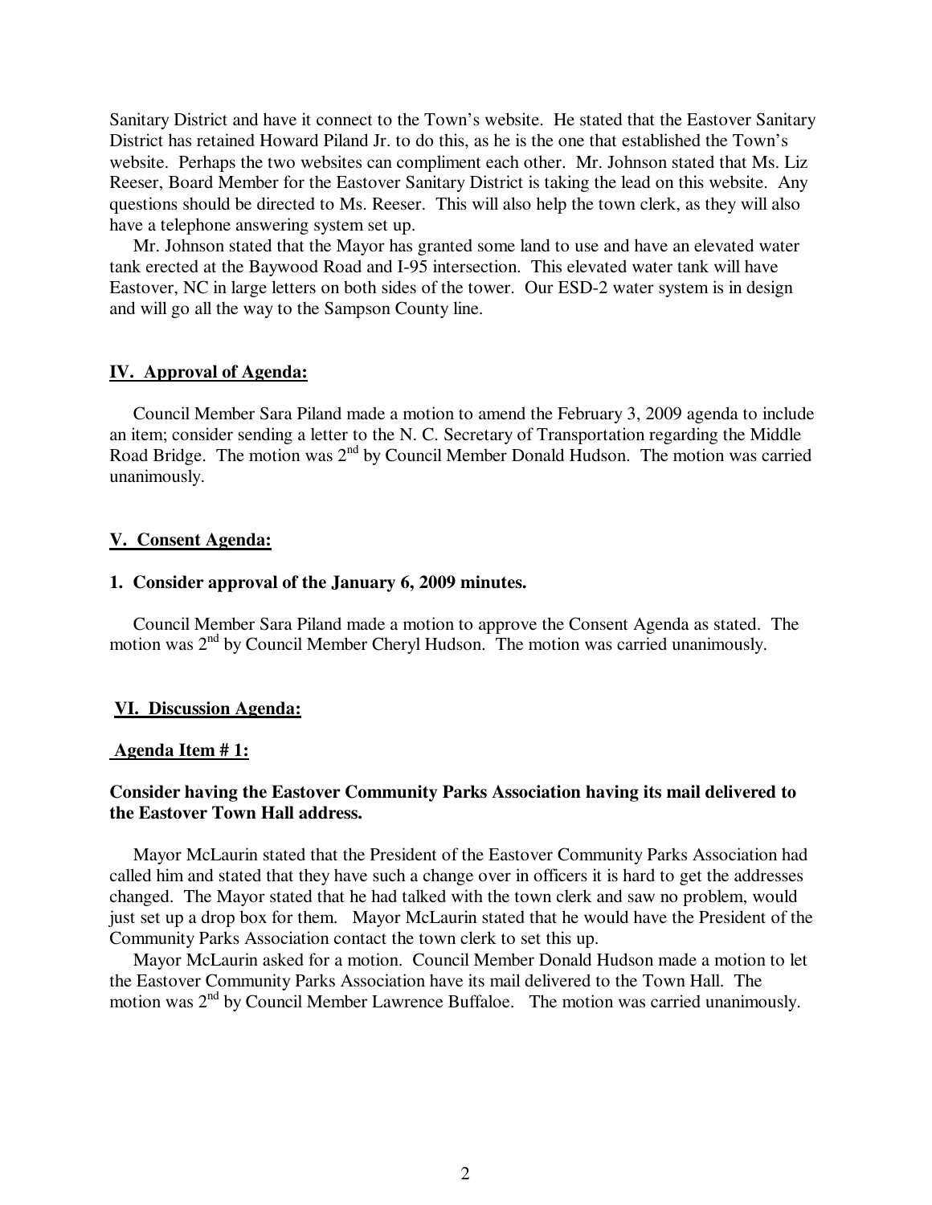Sanitary District and have it connect to the Town's website. He stated that the Eastover Sanitary District has retained Howard Piland Jr. to do this, as he is the one that established the Town's website. Perhaps the two websites can compliment each other. Mr. Johnson stated that Ms. Liz Reeser, Board Member for the Eastover Sanitary District is taking the lead on this website. Any questions should be directed to Ms. Reeser. This will also help the town clerk, as they will also have a telephone answering system set up.

Mr. Johnson stated that the Mayor has granted some land to use and have an elevated water tank erected at the Baywood Road and I-95 intersection. This elevated water tank will have Eastover, NC in large letters on both sides of the tower. Our ESD-2 water system is in design and will go all the way to the Sampson County line.

## IV. Approval of Agenda:

Council Member Sara Piland made a motion to amend the February 3, 2009 agenda to include an item; consider sending a letter to the N. C. Secretary of Transportation regarding the Middle Road Bridge. The motion was 2nd by Council Member Donald Hudson. The motion was carried unanimously.

## V. Consent Agenda:

### 1. Consider approval of the January 6, 2009 minutes.

Council Member Sara Piland made a motion to approve the Consent Agenda as stated. The motion was 2nd by Council Member Cheryl Hudson. The motion was carried unanimously.

## VI. Discussion Agenda:

### Agenda Item # 1:

### Consider having the Eastover Community Parks Association having its mail delivered to the Eastover Town Hall address.

Mayor McLaurin stated that the President of the Eastover Community Parks Association had called him and stated that they have such a change over in officers it is hard to get the addresses changed. The Mayor stated that he had talked with the town clerk and saw no problem, would just set up a drop box for them. Mayor McLaurin stated that he would have the President of the Community Parks Association contact the town clerk to set this up.

Mayor McLaurin asked for a motion. Council Member Donald Hudson made a motion to let the Eastover Community Parks Association have its mail delivered to the Town Hall. The motion was 2nd by Council Member Lawrence Buffaloe. The motion was carried unanimously.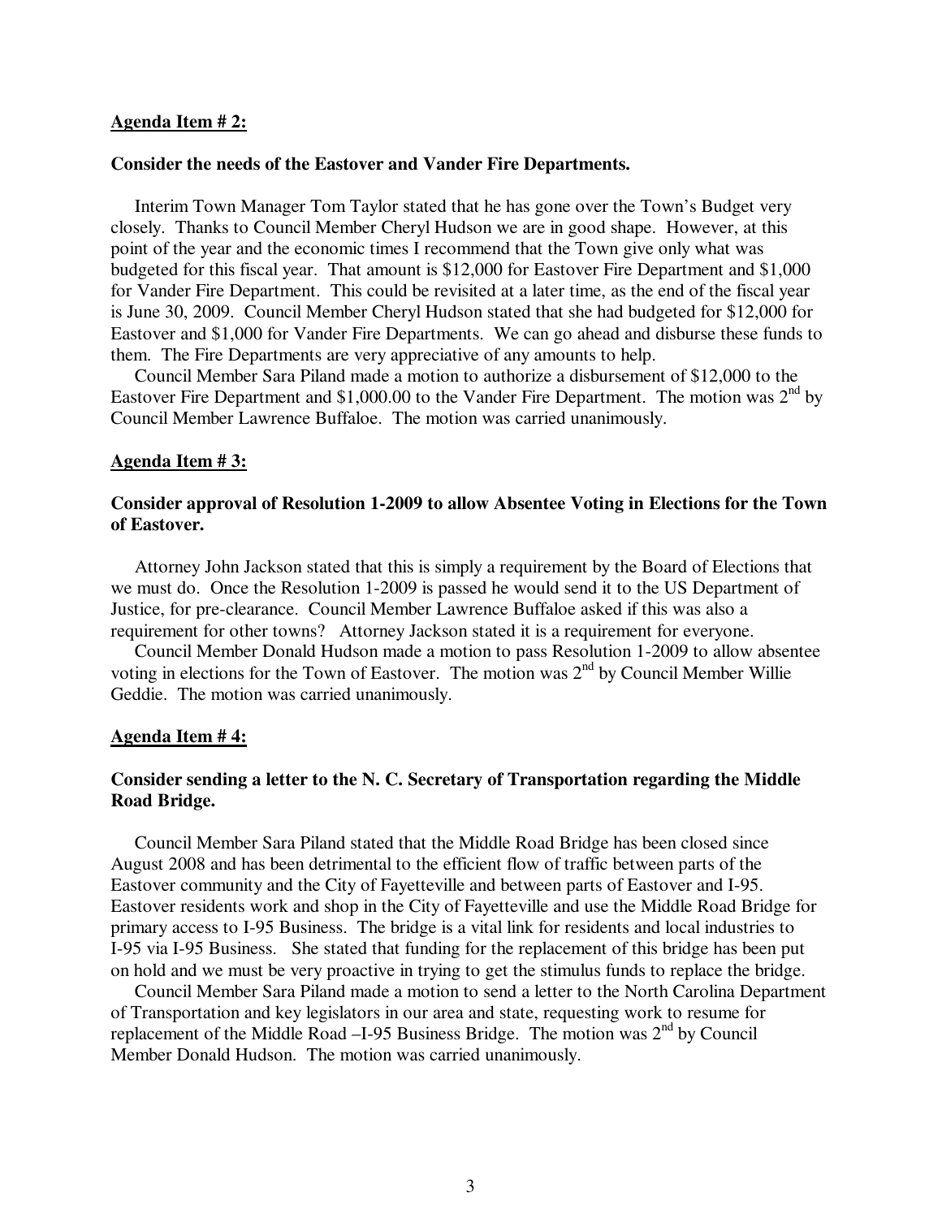**<u>Agenda Item # 2:</u>**

**Consider the needs of the Eastover and Vander Fire Departments.**

Interim Town Manager Tom Taylor stated that he has gone over the Town's Budget very closely. Thanks to Council Member Cheryl Hudson we are in good shape. However, at this point of the year and the economic times I recommend that the Town give only what was budgeted for this fiscal year. That amount is $12,000 for Eastover Fire Department and $1,000 for Vander Fire Department. This could be revisited at a later time, as the end of the fiscal year is June 30, 2009. Council Member Cheryl Hudson stated that she had budgeted for $12,000 for Eastover and $1,000 for Vander Fire Departments. We can go ahead and disburse these funds to them. The Fire Departments are very appreciative of any amounts to help.

Council Member Sara Piland made a motion to authorize a disbursement of $12,000 to the Eastover Fire Department and $1,000.00 to the Vander Fire Department. The motion was 2nd by Council Member Lawrence Buffaloe. The motion was carried unanimously.

**<u>Agenda Item # 3:</u>**

**Consider approval of Resolution 1-2009 to allow Absentee Voting in Elections for the Town of Eastover.**

Attorney John Jackson stated that this is simply a requirement by the Board of Elections that we must do. Once the Resolution 1-2009 is passed he would send it to the US Department of Justice, for pre-clearance. Council Member Lawrence Buffaloe asked if this was also a requirement for other towns? Attorney Jackson stated it is a requirement for everyone.

Council Member Donald Hudson made a motion to pass Resolution 1-2009 to allow absentee voting in elections for the Town of Eastover. The motion was 2nd by Council Member Willie Geddie. The motion was carried unanimously.

**<u>Agenda Item # 4:</u>**

**Consider sending a letter to the N. C. Secretary of Transportation regarding the Middle Road Bridge.**

Council Member Sara Piland stated that the Middle Road Bridge has been closed since August 2008 and has been detrimental to the efficient flow of traffic between parts of the Eastover community and the City of Fayetteville and between parts of Eastover and I-95. Eastover residents work and shop in the City of Fayetteville and use the Middle Road Bridge for primary access to I-95 Business. The bridge is a vital link for residents and local industries to I-95 via I-95 Business. She stated that funding for the replacement of this bridge has been put on hold and we must be very proactive in trying to get the stimulus funds to replace the bridge.

Council Member Sara Piland made a motion to send a letter to the North Carolina Department of Transportation and key legislators in our area and state, requesting work to resume for replacement of the Middle Road –I-95 Business Bridge. The motion was 2nd by Council Member Donald Hudson. The motion was carried unanimously.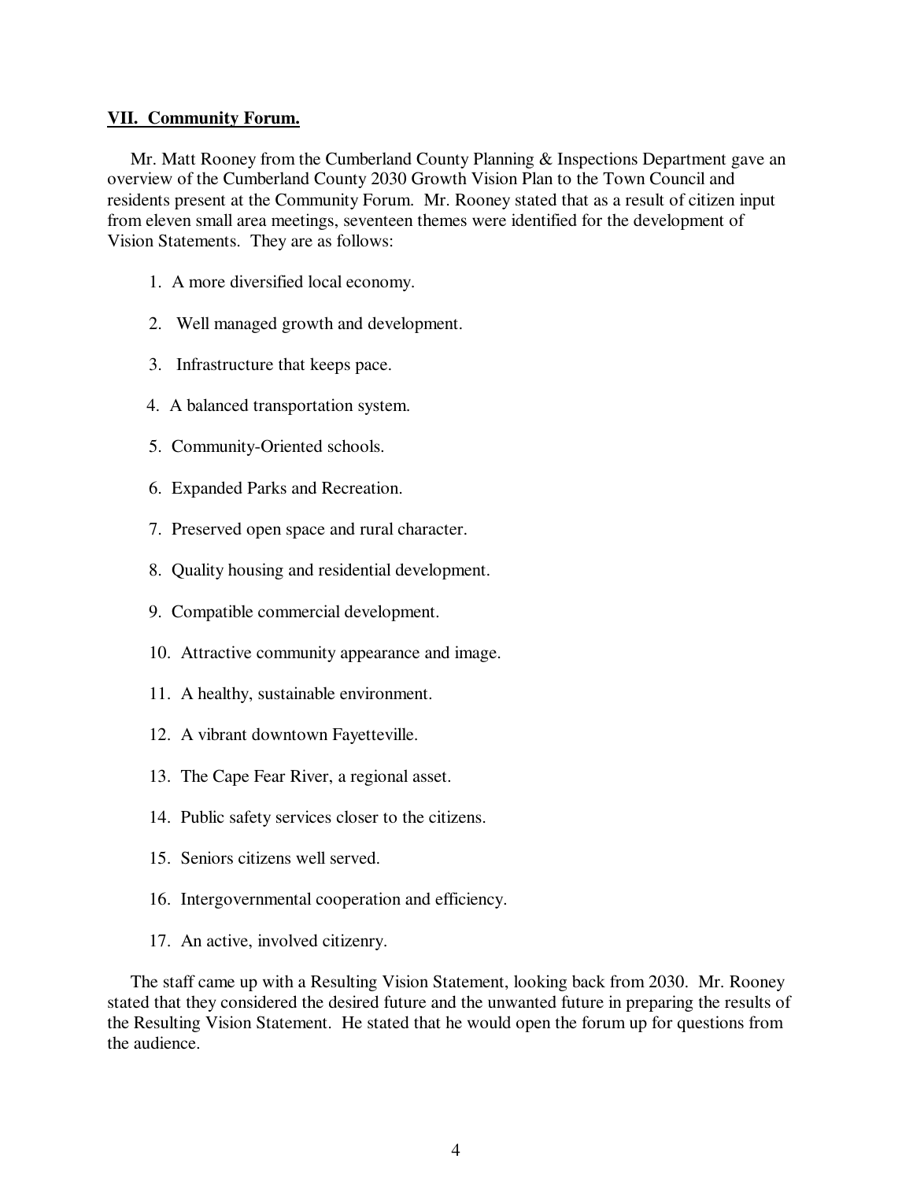**VII. Community Forum.**

Mr. Matt Rooney from the Cumberland County Planning & Inspections Department gave an overview of the Cumberland County 2030 Growth Vision Plan to the Town Council and residents present at the Community Forum. Mr. Rooney stated that as a result of citizen input from eleven small area meetings, seventeen themes were identified for the development of Vision Statements. They are as follows:

1. A more diversified local economy.
2. Well managed growth and development.
3. Infrastructure that keeps pace.
4. A balanced transportation system.
5. Community-Oriented schools.
6. Expanded Parks and Recreation.
7. Preserved open space and rural character.
8. Quality housing and residential development.
9. Compatible commercial development.
10. Attractive community appearance and image.
11. A healthy, sustainable environment.
12. A vibrant downtown Fayetteville.
13. The Cape Fear River, a regional asset.
14. Public safety services closer to the citizens.
15. Seniors citizens well served.
16. Intergovernmental cooperation and efficiency.
17. An active, involved citizenry.

The staff came up with a Resulting Vision Statement, looking back from 2030. Mr. Rooney stated that they considered the desired future and the unwanted future in preparing the results of the Resulting Vision Statement. He stated that he would open the forum up for questions from the audience.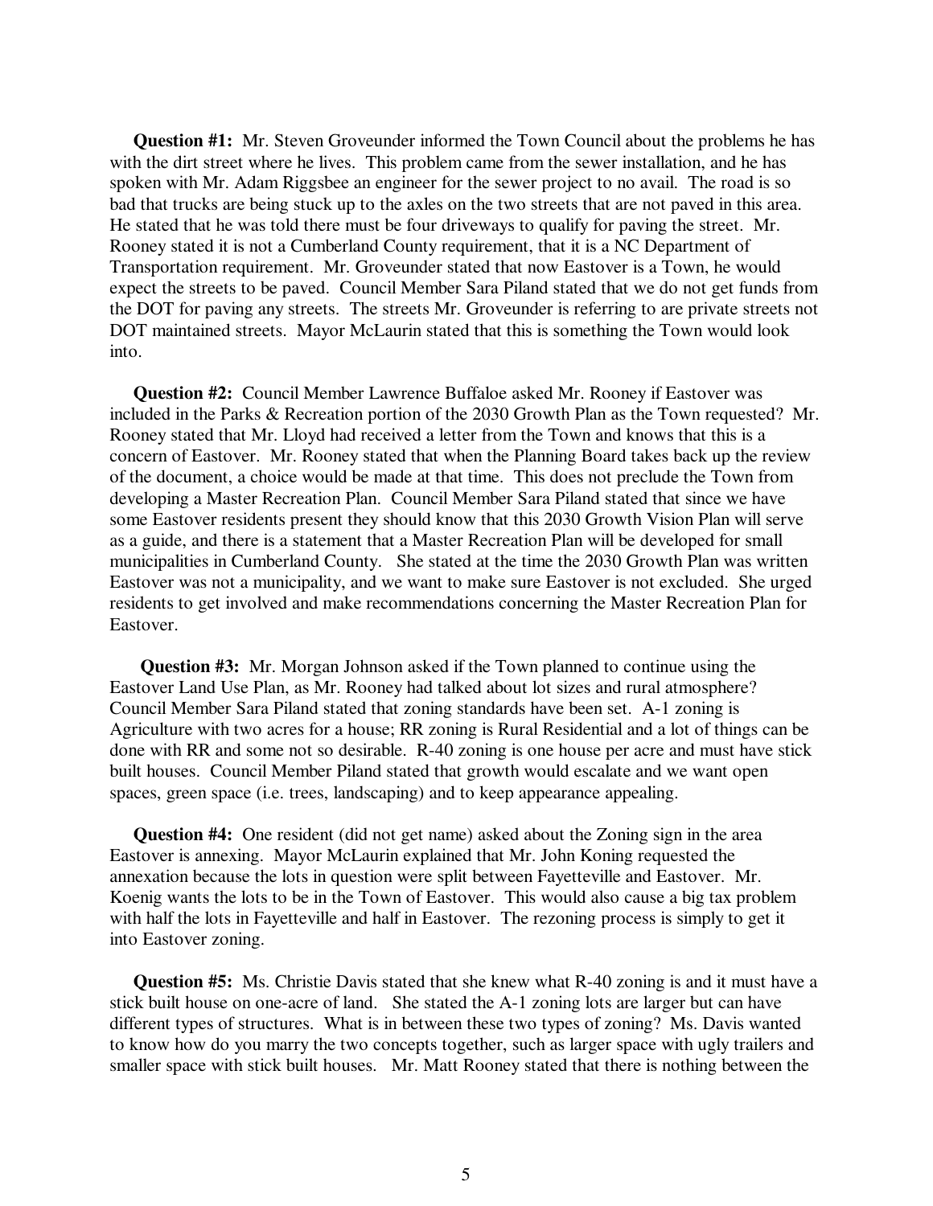**Question #1:** Mr. Steven Groveunder informed the Town Council about the problems he has with the dirt street where he lives. This problem came from the sewer installation, and he has spoken with Mr. Adam Riggsbee an engineer for the sewer project to no avail. The road is so bad that trucks are being stuck up to the axles on the two streets that are not paved in this area. He stated that he was told there must be four driveways to qualify for paving the street. Mr. Rooney stated it is not a Cumberland County requirement, that it is a NC Department of Transportation requirement. Mr. Groveunder stated that now Eastover is a Town, he would expect the streets to be paved. Council Member Sara Piland stated that we do not get funds from the DOT for paving any streets. The streets Mr. Groveunder is referring to are private streets not DOT maintained streets. Mayor McLaurin stated that this is something the Town would look into.

**Question #2:** Council Member Lawrence Buffaloe asked Mr. Rooney if Eastover was included in the Parks & Recreation portion of the 2030 Growth Plan as the Town requested? Mr. Rooney stated that Mr. Lloyd had received a letter from the Town and knows that this is a concern of Eastover. Mr. Rooney stated that when the Planning Board takes back up the review of the document, a choice would be made at that time. This does not preclude the Town from developing a Master Recreation Plan. Council Member Sara Piland stated that since we have some Eastover residents present they should know that this 2030 Growth Vision Plan will serve as a guide, and there is a statement that a Master Recreation Plan will be developed for small municipalities in Cumberland County. She stated at the time the 2030 Growth Plan was written Eastover was not a municipality, and we want to make sure Eastover is not excluded. She urged residents to get involved and make recommendations concerning the Master Recreation Plan for Eastover.

**Question #3:** Mr. Morgan Johnson asked if the Town planned to continue using the Eastover Land Use Plan, as Mr. Rooney had talked about lot sizes and rural atmosphere? Council Member Sara Piland stated that zoning standards have been set. A-1 zoning is Agriculture with two acres for a house; RR zoning is Rural Residential and a lot of things can be done with RR and some not so desirable. R-40 zoning is one house per acre and must have stick built houses. Council Member Piland stated that growth would escalate and we want open spaces, green space (i.e. trees, landscaping) and to keep appearance appealing.

**Question #4:** One resident (did not get name) asked about the Zoning sign in the area Eastover is annexing. Mayor McLaurin explained that Mr. John Koning requested the annexation because the lots in question were split between Fayetteville and Eastover. Mr. Koenig wants the lots to be in the Town of Eastover. This would also cause a big tax problem with half the lots in Fayetteville and half in Eastover. The rezoning process is simply to get it into Eastover zoning.

**Question #5:** Ms. Christie Davis stated that she knew what R-40 zoning is and it must have a stick built house on one-acre of land. She stated the A-1 zoning lots are larger but can have different types of structures. What is in between these two types of zoning? Ms. Davis wanted to know how do you marry the two concepts together, such as larger space with ugly trailers and smaller space with stick built houses. Mr. Matt Rooney stated that there is nothing between the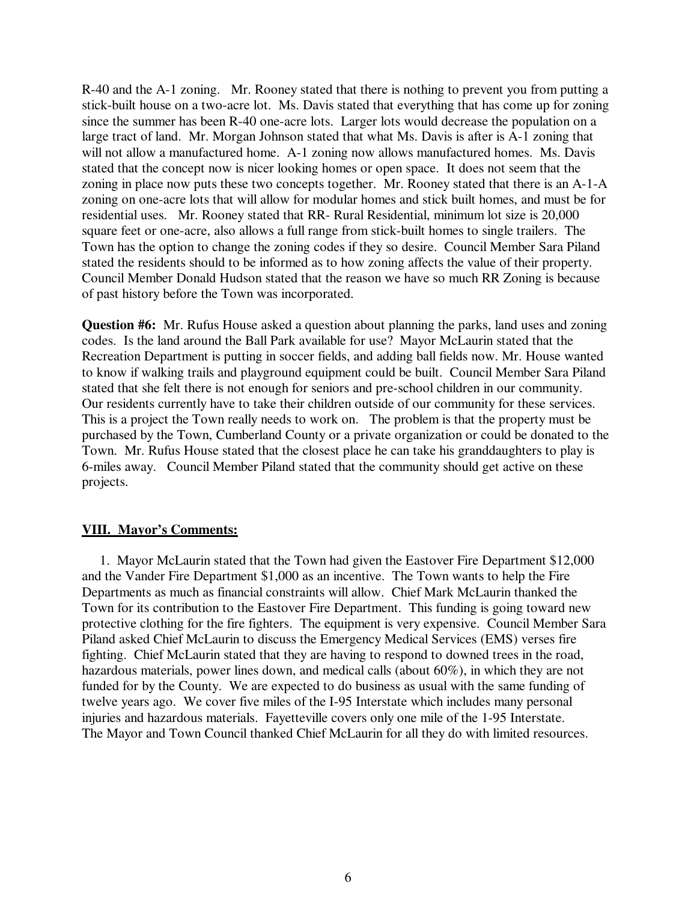R-40 and the A-1 zoning. Mr. Rooney stated that there is nothing to prevent you from putting a stick-built house on a two-acre lot. Ms. Davis stated that everything that has come up for zoning since the summer has been R-40 one-acre lots. Larger lots would decrease the population on a large tract of land. Mr. Morgan Johnson stated that what Ms. Davis is after is A-1 zoning that will not allow a manufactured home. A-1 zoning now allows manufactured homes. Ms. Davis stated that the concept now is nicer looking homes or open space. It does not seem that the zoning in place now puts these two concepts together. Mr. Rooney stated that there is an A-1-A zoning on one-acre lots that will allow for modular homes and stick built homes, and must be for residential uses. Mr. Rooney stated that RR- Rural Residential, minimum lot size is 20,000 square feet or one-acre, also allows a full range from stick-built homes to single trailers. The Town has the option to change the zoning codes if they so desire. Council Member Sara Piland stated the residents should to be informed as to how zoning affects the value of their property. Council Member Donald Hudson stated that the reason we have so much RR Zoning is because of past history before the Town was incorporated.

**Question #6:** Mr. Rufus House asked a question about planning the parks, land uses and zoning codes. Is the land around the Ball Park available for use? Mayor McLaurin stated that the Recreation Department is putting in soccer fields, and adding ball fields now. Mr. House wanted to know if walking trails and playground equipment could be built. Council Member Sara Piland stated that she felt there is not enough for seniors and pre-school children in our community. Our residents currently have to take their children outside of our community for these services. This is a project the Town really needs to work on. The problem is that the property must be purchased by the Town, Cumberland County or a private organization or could be donated to the Town. Mr. Rufus House stated that the closest place he can take his granddaughters to play is 6-miles away. Council Member Piland stated that the community should get active on these projects.

## VIII. Mayor's Comments:

1. Mayor McLaurin stated that the Town had given the Eastover Fire Department $12,000 and the Vander Fire Department $1,000 as an incentive. The Town wants to help the Fire Departments as much as financial constraints will allow. Chief Mark McLaurin thanked the Town for its contribution to the Eastover Fire Department. This funding is going toward new protective clothing for the fire fighters. The equipment is very expensive. Council Member Sara Piland asked Chief McLaurin to discuss the Emergency Medical Services (EMS) verses fire fighting. Chief McLaurin stated that they are having to respond to downed trees in the road, hazardous materials, power lines down, and medical calls (about 60%), in which they are not funded for by the County. We are expected to do business as usual with the same funding of twelve years ago. We cover five miles of the I-95 Interstate which includes many personal injuries and hazardous materials. Fayetteville covers only one mile of the 1-95 Interstate. The Mayor and Town Council thanked Chief McLaurin for all they do with limited resources.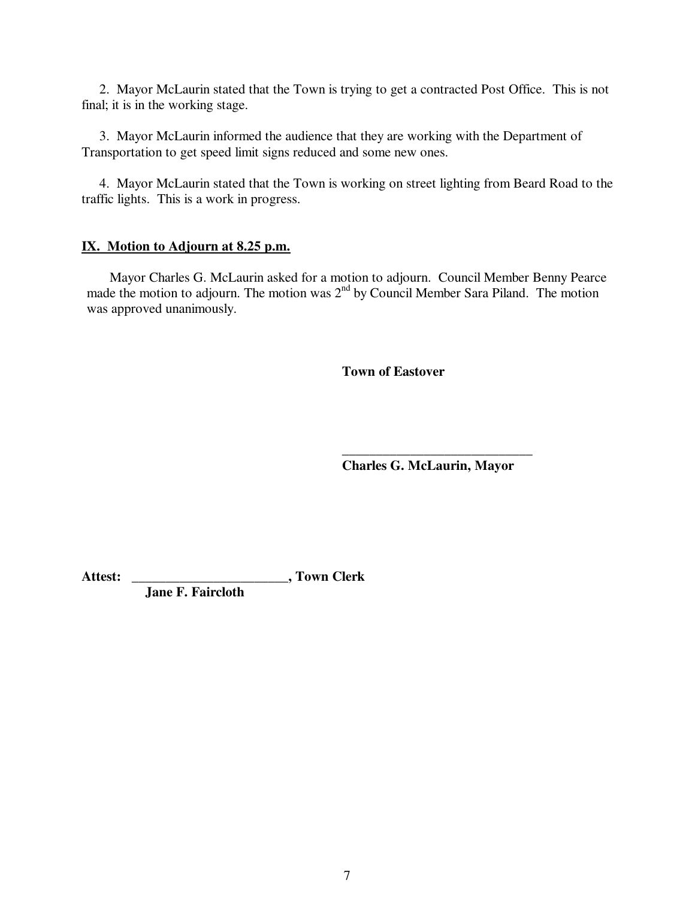2. Mayor McLaurin stated that the Town is trying to get a contracted Post Office. This is not final; it is in the working stage.

3. Mayor McLaurin informed the audience that they are working with the Department of Transportation to get speed limit signs reduced and some new ones.

4. Mayor McLaurin stated that the Town is working on street lighting from Beard Road to the traffic lights. This is a work in progress.

## IX. Motion to Adjourn at 8.25 p.m.

Mayor Charles G. McLaurin asked for a motion to adjourn. Council Member Benny Pearce made the motion to adjourn. The motion was 2nd by Council Member Sara Piland. The motion was approved unanimously.

**Town of Eastover**

_____________________________

**Charles G. McLaurin, Mayor**

**Attest:** _______________________, **Town Clerk**

**Jane F. Faircloth**